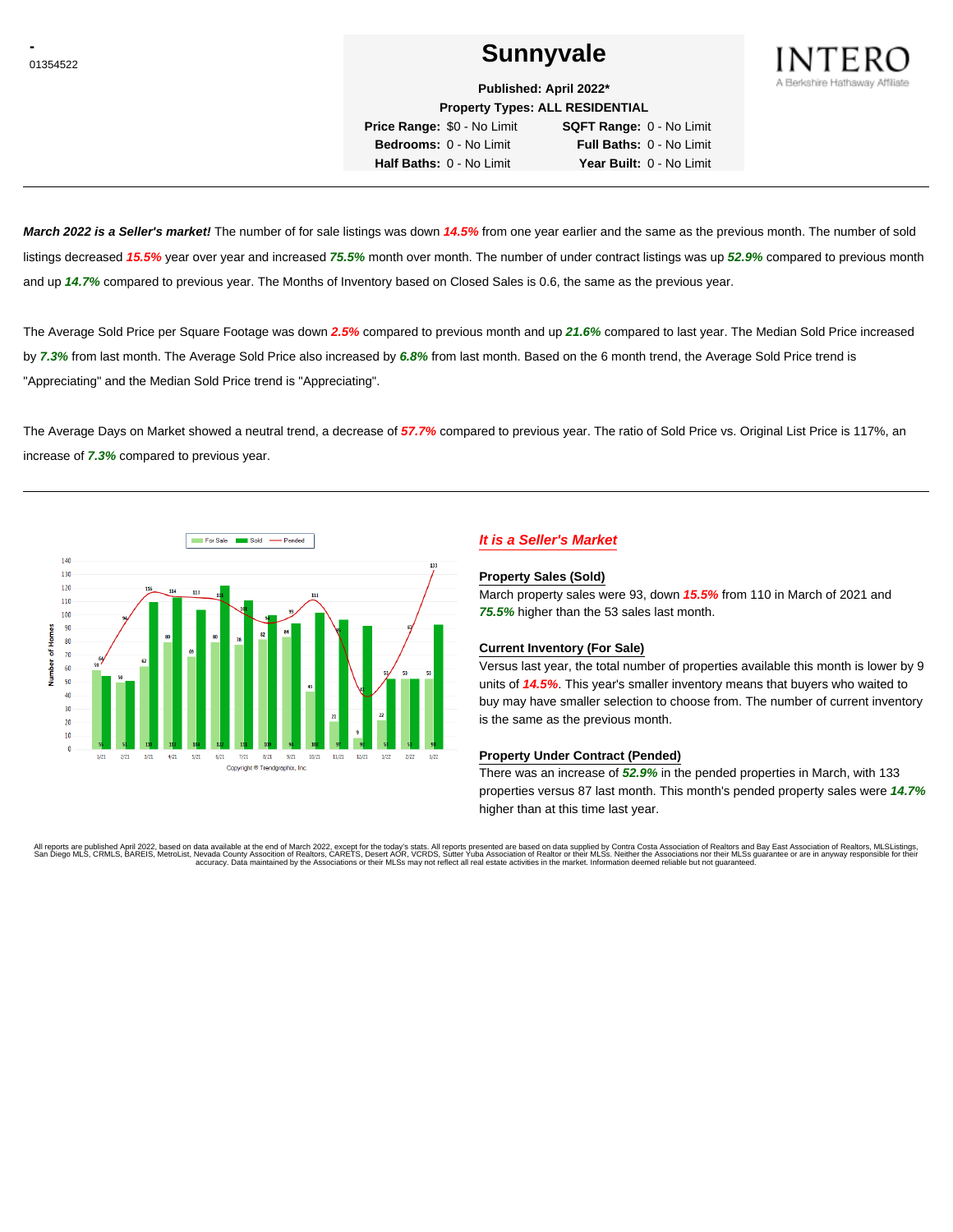-
01354522

# Sunnyvale

INTERO
A Berkshire Hathaway Affiliate

**Published: April 2022***
**Property Types: ALL RESIDENTIAL**

**Price Range:** $0 - No Limit **SQFT Range:** 0 - No Limit
**Bedrooms:** 0 - No Limit **Full Baths:** 0 - No Limit
**Half Baths:** 0 - No Limit **Year Built:** 0 - No Limit

---

***March 2022 is a Seller's market!*** The number of for sale listings was down ***14.5%*** from one year earlier and the same as the previous month. The number of sold listings decreased ***15.5%*** year over year and increased ***75.5%*** month over month. The number of under contract listings was up ***52.9%*** compared to previous month and up ***14.7%*** compared to previous year. The Months of Inventory based on Closed Sales is 0.6, the same as the previous year.

The Average Sold Price per Square Footage was down ***2.5%*** compared to previous month and up ***21.6%*** compared to last year. The Median Sold Price increased by ***7.3%*** from last month. The Average Sold Price also increased by ***6.8%*** from last month. Based on the 6 month trend, the Average Sold Price trend is "Appreciating" and the Median Sold Price trend is "Appreciating".

The Average Days on Market showed a neutral trend, a decrease of ***57.7%*** compared to previous year. The ratio of Sold Price vs. Original List Price is 117%, an increase of ***7.3%*** compared to previous year.

---

| Month | For Sale | Sold | Pended |
|---|---|---|---|
| 3/21 | 59 | 55 | 64 |
| 4/21 | 50 | 51 | 94 |
| 5/21 | 62 | 110 | 116 |
| 6/21 | 80 | 113 | 114 |
| 7/21 | 69 | 104 | 113 |
| 8/21 | 80 | 122 | 111 |
| 9/21 | 78 | 111 | 103 |
| 10/21 | 82 | 100 | 94 |
| 11/21 | 84 | 94 | 99 |
| 12/21 | 43 | 102 | 111 |
| 1/22 | 21 | 97 | 85 |
| 2/22 | 9 | 93 | 41 |
| 3/22 | 22 | 53 | 53 |
| | 53 | 53 | 87 |
| | 53 | 93 | 133 |

Copyright © Trendgraphix, Inc.

### *It is a Seller's Market*

**Property Sales (Sold)**
March property sales were 93, down ***15.5%*** from 110 in March of 2021 and ***75.5%*** higher than the 53 sales last month.

**Current Inventory (For Sale)**
Versus last year, the total number of properties available this month is lower by 9 units of ***14.5%***. This year's smaller inventory means that buyers who waited to buy may have smaller selection to choose from. The number of current inventory is the same as the previous month.

**Property Under Contract (Pended)**
There was an increase of ***52.9%*** in the pended properties in March, with 133 properties versus 87 last month. This month's pended property sales were ***14.7%*** higher than at this time last year.

All reports are published April 2022, based on data available at the end of March 2022, except for the today's stats. All reports presented are based on data supplied by Contra Costa Association of Realtors and Bay East Association of Realtors, MLSListings, San Diego MLS, CRMLS, BAREIS, MetroList, Nevada County Association of Realtors, CARETS, Desert AOR, VCRDS, Sutter Yuba Association of Realtor or their MLSs. Neither the Associations nor their MLSs guarantee or are in anyway responsible for their accuracy. Data maintained by the Associations or their MLSs may not reflect all real estate activities in the market. Information deemed reliable but not guaranteed.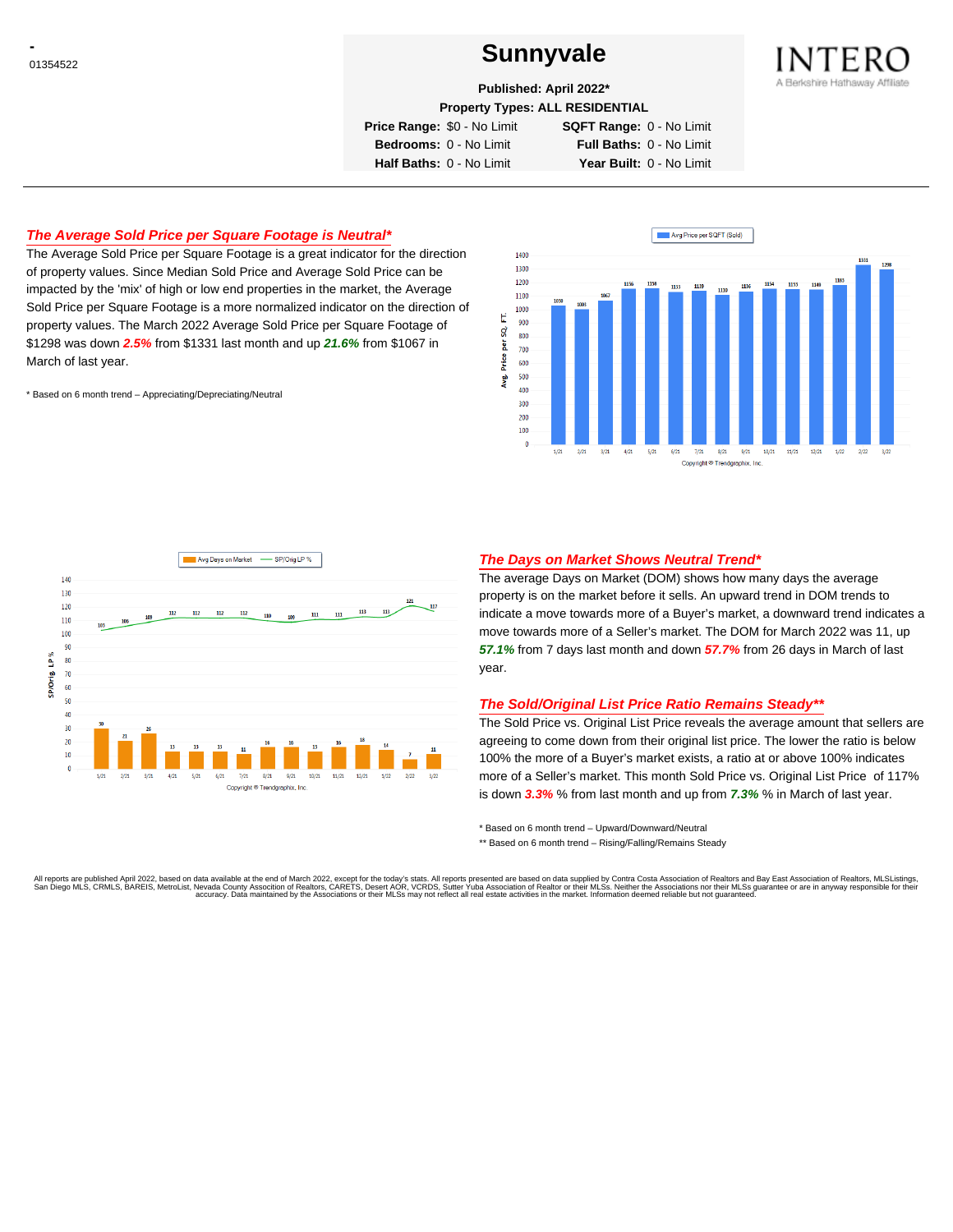# Sunnyvale

**Published: April 2022***

**Property Types: ALL RESIDENTIAL**

| | | | |
|---|---|---|---|
| **Price Range:** | $0 - No Limit | **SQFT Range:** | 0 - No Limit |
| **Bedrooms:** | 0 - No Limit | **Full Baths:** | 0 - No Limit |
| **Half Baths:** | 0 - No Limit | **Year Built:** | 0 - No Limit |

## *The Average Sold Price per Square Footage is Neutral**

The Average Sold Price per Square Footage is a great indicator for the direction of property values. Since Median Sold Price and Average Sold Price can be impacted by the 'mix' of high or low end properties in the market, the Average Sold Price per Square Footage is a more normalized indicator on the direction of property values. The March 2022 Average Sold Price per Square Footage of $1298 was down ***2.5%*** from $1331 last month and up ***21.6%*** from $1067 in March of last year.

* Based on 6 month trend – Appreciating/Depreciating/Neutral

Avg Price per SQFT (Sold)

| Month | 1/21 | 2/21 | 3/21 | 4/21 | 5/21 | 6/21 | 7/21 | 8/21 | 9/21 | 10/21 | 11/21 | 12/21 | 1/22 | 2/22 | 3/22 |
|---|---|---|---|---|---|---|---|---|---|---|---|---|---|---|---|
| Avg. Price per SQ. FT. | 1030 | 1001 | 1067 | 1156 | 1158 | 1133 | 1139 | 1110 | 1136 | 1154 | 1153 | 1148 | 1183 | 1331 | 1298 |

Copyright ® Trendgraphix, Inc.

Avg Days on Market / SP/Orig LP %

| Month | 1/21 | 2/21 | 3/21 | 4/21 | 5/21 | 6/21 | 7/21 | 8/21 | 9/21 | 10/21 | 11/21 | 12/21 | 1/22 | 2/22 | 3/22 |
|---|---|---|---|---|---|---|---|---|---|---|---|---|---|---|---|
| Avg Days on Market | 30 | 21 | 26 | 13 | 13 | 13 | 11 | 16 | 16 | 13 | 16 | 18 | 14 | 7 | 11 |
| SP/Orig LP % | 103 | 106 | 109 | 112 | 112 | 112 | 112 | 110 | 109 | 111 | 111 | 113 | 111 | 121 | 117 |

Copyright ® Trendgraphix, Inc.

## *The Days on Market Shows Neutral Trend**

The average Days on Market (DOM) shows how many days the average property is on the market before it sells. An upward trend in DOM trends to indicate a move towards more of a Buyer's market, a downward trend indicates a move towards more of a Seller's market. The DOM for March 2022 was 11, up ***57.1%*** from 7 days last month and down ***57.7%*** from 26 days in March of last year.

## *The Sold/Original List Price Ratio Remains Steady***

The Sold Price vs. Original List Price reveals the average amount that sellers are agreeing to come down from their original list price. The lower the ratio is below 100% the more of a Buyer's market exists, a ratio at or above 100% indicates more of a Seller's market. This month Sold Price vs. Original List Price of 117% is down ***3.3%*** % from last month and up from ***7.3%*** % in March of last year.

* Based on 6 month trend – Upward/Downward/Neutral

** Based on 6 month trend – Rising/Falling/Remains Steady

All reports are published April 2022, based on data available at the end of March 2022, except for the today's stats. All reports presented are based on data supplied by Contra Costa Association of Realtors and Bay East Association of Realtors, MLSListings, San Diego MLS, CRMLS, BAREIS, MetroList, Nevada County Association of Realtors, CARETS, Desert AOR, VCRDS, Sutter Yuba Association of Realtor or their MLSs. Neither the Associations nor their MLSs guarantee or are in anyway responsible for their accuracy. Data maintained by the Associations or their MLSs may not reflect all real estate activities in the market. Information deemed reliable but not guaranteed.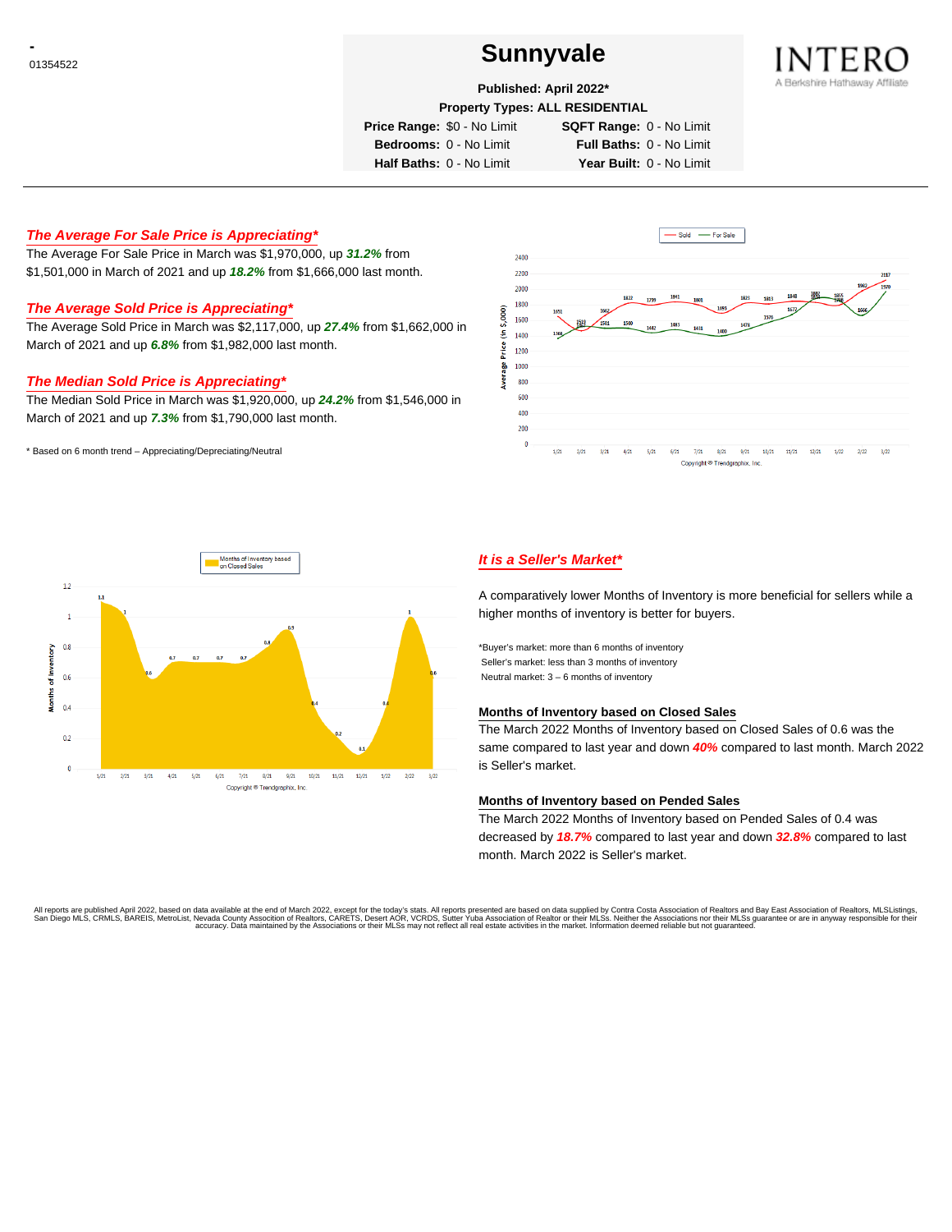\-
01354522

# Sunnyvale

**Published: April 2022***
**Property Types: ALL RESIDENTIAL**

**Price Range:** $0 - No Limit **SQFT Range:** 0 - No Limit
**Bedrooms:** 0 - No Limit **Full Baths:** 0 - No Limit
**Half Baths:** 0 - No Limit **Year Built:** 0 - No Limit

INTERO
A Berkshire Hathaway Affiliate

---

### *The Average For Sale Price is Appreciating**

The Average For Sale Price in March was $1,970,000, up ***31.2%*** from $1,501,000 in March of 2021 and up ***18.2%*** from $1,666,000 last month.

### *The Average Sold Price is Appreciating**

The Average Sold Price in March was $2,117,000, up ***27.4%*** from $1,662,000 in March of 2021 and up ***6.8%*** from $1,982,000 last month.

### *The Median Sold Price is Appreciating**

The Median Sold Price in March was $1,920,000, up ***24.2%*** from $1,546,000 in March of 2021 and up ***7.3%*** from $1,790,000 last month.

\* Based on 6 month trend – Appreciating/Depreciating/Neutral

### *It is a Seller's Market**

A comparatively lower Months of Inventory is more beneficial for sellers while a higher months of inventory is better for buyers.

*Buyer's market: more than 6 months of inventory
Seller's market: less than 3 months of inventory
Neutral market: 3 – 6 months of inventory

#### Months of Inventory based on Closed Sales

The March 2022 Months of Inventory based on Closed Sales of 0.6 was the same compared to last year and down ***40%*** compared to last month. March 2022 is Seller's market.

#### Months of Inventory based on Pended Sales

The March 2022 Months of Inventory based on Pended Sales of 0.4 was decreased by ***18.7%*** compared to last year and down ***32.8%*** compared to last month. March 2022 is Seller's market.

All reports are published April 2022, based on data available at the end of March 2022, except for the today's stats. All reports presented are based on data supplied by Contra Costa Association of Realtors and Bay East Association of Realtors, MLSListings, San Diego MLS, CRMLS, BAREIS, MetroList, Nevada County Association of Realtors, CARETS, Desert AOR, VCRDS, Sutter Yuba Association of Realtor or their MLSs. Neither the Associations nor their MLSs guarantee or are in anyway responsible for their accuracy. Data maintained by the Associations or their MLSs may not reflect all real estate activities in the market. Information deemed reliable but not guaranteed.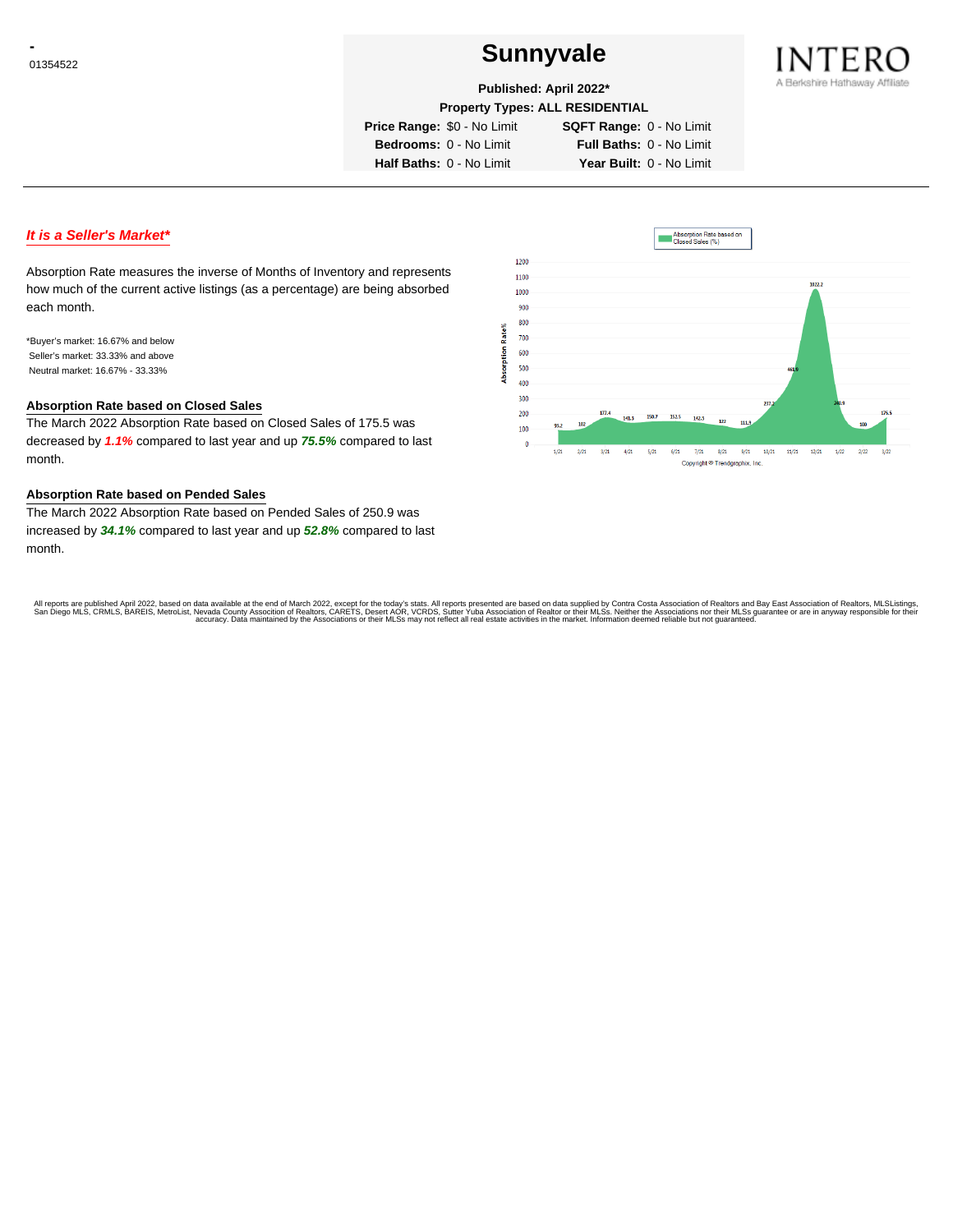-
01354522

# Sunnyvale

INTERO
A Berkshire Hathaway Affiliate

**Published: April 2022***

**Property Types: ALL RESIDENTIAL**

**Price Range:** $0 - No Limit **SQFT Range:** 0 - No Limit

**Bedrooms:** 0 - No Limit **Full Baths:** 0 - No Limit

**Half Baths:** 0 - No Limit **Year Built:** 0 - No Limit

---

## *It is a Seller's Market**

Absorption Rate measures the inverse of Months of Inventory and represents how much of the current active listings (as a percentage) are being absorbed each month.

*Buyer's market: 16.67% and below
Seller's market: 33.33% and above
Neutral market: 16.67% - 33.33%

Absorption Rate based on Closed Sales (%)

Absorption Rate%

1200
1100
1000
900
800
700
600
500
400
300
200
100
0

91.2
102
172.4
141.5
150.7
152.5
142.3
122
111.9
237.2
461.9
1022.2
240.9
100
175.5

1/21 2/21 3/21 4/21 5/21 6/21 7/21 8/21 9/21 10/21 11/21 12/21 1/22 2/22 3/22

Copyright © Trendgraphix, Inc.

### Absorption Rate based on Closed Sales

The March 2022 Absorption Rate based on Closed Sales of 175.5 was decreased by ***1.1%*** compared to last year and up ***75.5%*** compared to last month.

### Absorption Rate based on Pended Sales

The March 2022 Absorption Rate based on Pended Sales of 250.9 was increased by ***34.1%*** compared to last year and up ***52.8%*** compared to last month.

All reports are published April 2022, based on data available at the end of March 2022, except for the today's stats. All reports presented are based on data supplied by Contra Costa Association of Realtors and Bay East Association of Realtors, MLSListings, San Diego MLS, CRMLS, BAREIS, MetroList, Nevada County Assocition of Realtors, CARETS, Desert AOR, VCRDS, Sutter Yuba Association of Realtor or their MLSs. Neither the Associations nor their MLSs guarantee or are in anyway responsible for their accuracy. Data maintained by the Associations or their MLSs may not reflect all real estate activities in the market. Information deemed reliable but not guaranteed.